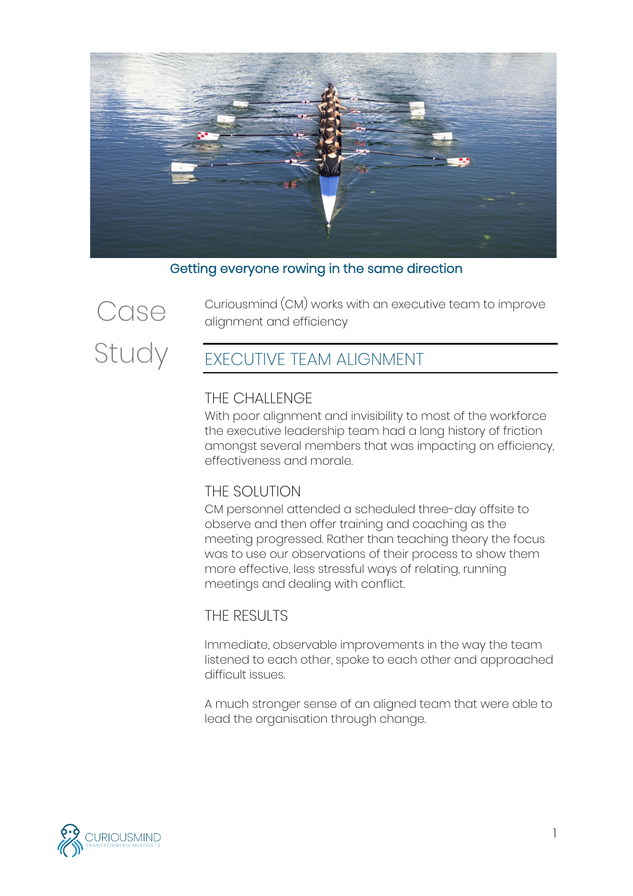Getting everyone rowing in the same direction

# Case Study

Curiousmind (CM) works with an executive team to improve alignment and efficiency

## EXECUTIVE TEAM ALIGNMENT

### THE CHALLENGE

With poor alignment and invisibility to most of the workforce the executive leadership team had a long history of friction amongst several members that was impacting on efficiency, effectiveness and morale.

### THE SOLUTION

CM personnel attended a scheduled three-day offsite to observe and then offer training and coaching as the meeting progressed. Rather than teaching theory the focus was to use our observations of their process to show them more effective, less stressful ways of relating, running meetings and dealing with conflict.

### THE RESULTS

Immediate, observable improvements in the way the team listened to each other, spoke to each other and approached difficult issues.

A much stronger sense of an aligned team that were able to lead the organisation through change.

CURIOUSMIND
TRANSFORMING MINDSETS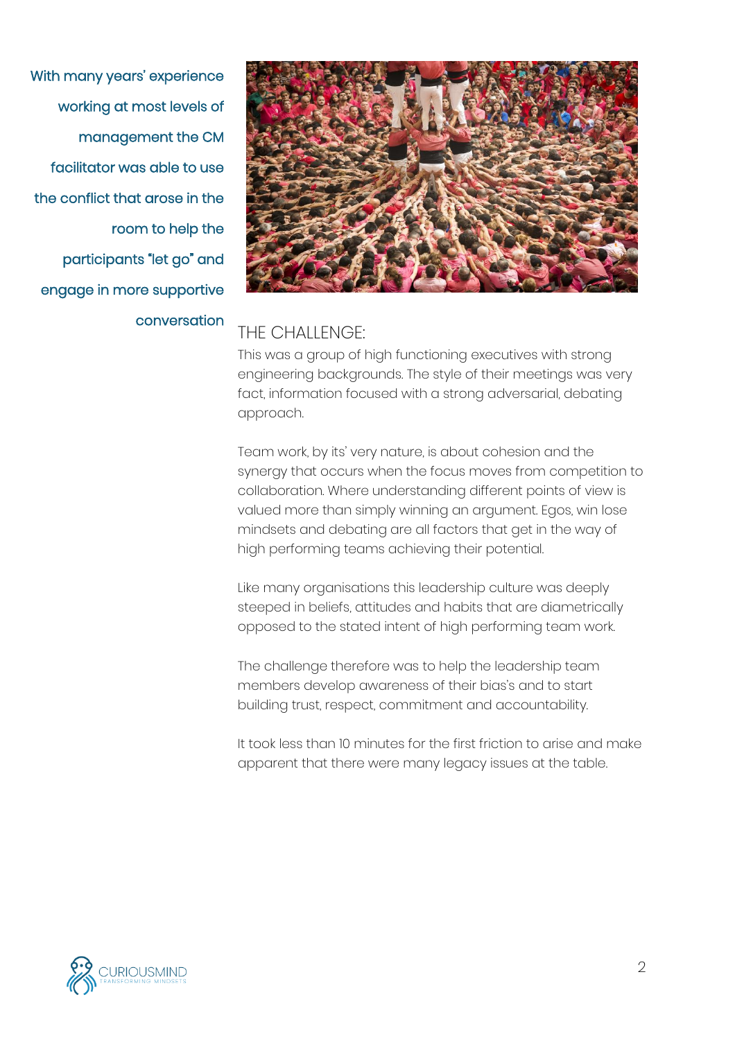**With many years' experience working at most levels of management the CM facilitator was able to use the conflict that arose in the room to help the participants "let go" and engage in more supportive conversation**

## THE CHALLENGE:

This was a group of high functioning executives with strong engineering backgrounds. The style of their meetings was very fact, information focused with a strong adversarial, debating approach.

Team work, by its' very nature, is about cohesion and the synergy that occurs when the focus moves from competition to collaboration. Where understanding different points of view is valued more than simply winning an argument. Egos, win lose mindsets and debating are all factors that get in the way of high performing teams achieving their potential.

Like many organisations this leadership culture was deeply steeped in beliefs, attitudes and habits that are diametrically opposed to the stated intent of high performing team work.

The challenge therefore was to help the leadership team members develop awareness of their bias's and to start building trust, respect, commitment and accountability.

It took less than 10 minutes for the first friction to arise and make apparent that there were many legacy issues at the table.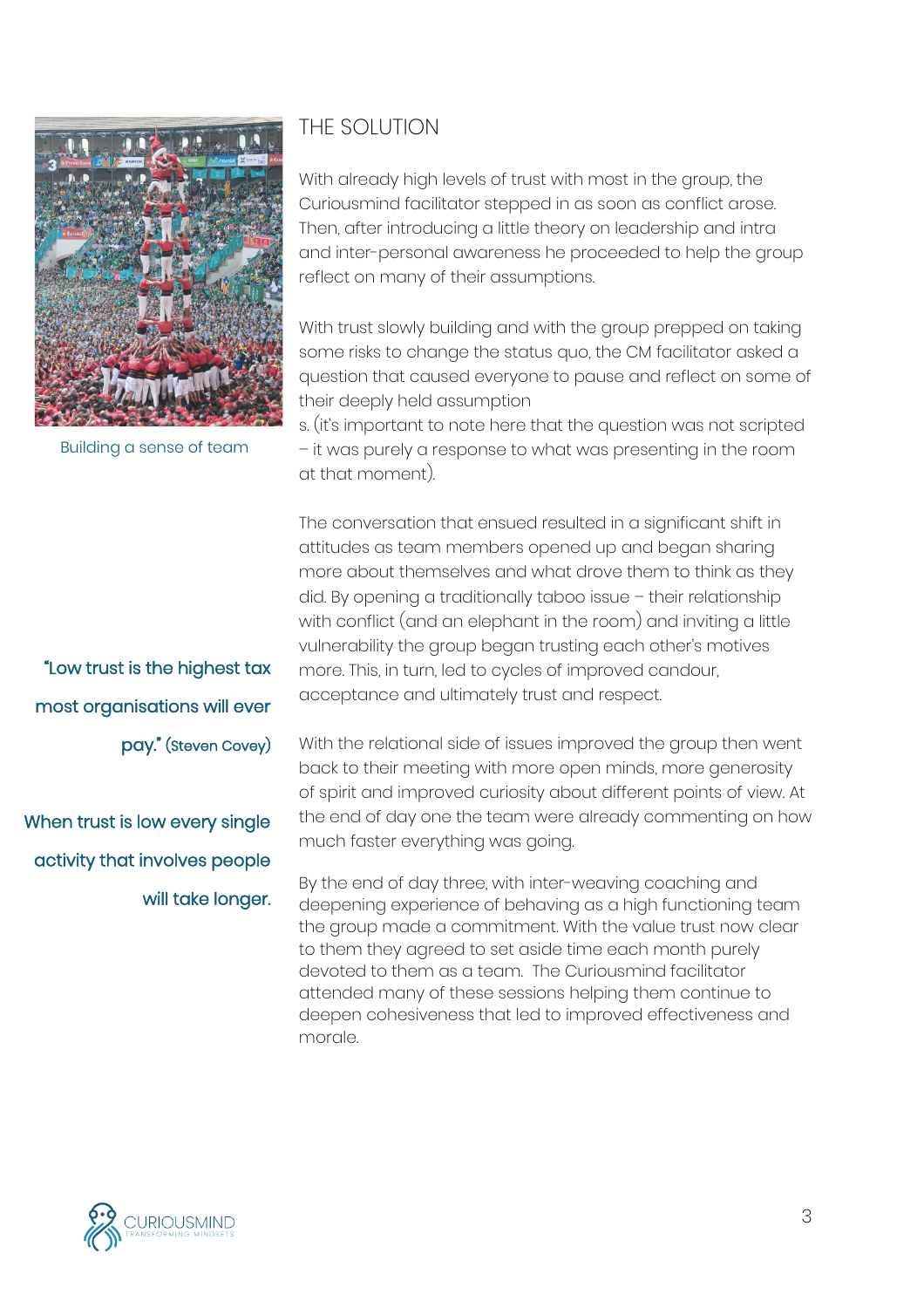Building a sense of team

"Low trust is the highest tax most organisations will ever pay." (Steven Covey)

When trust is low every single activity that involves people will take longer.

## THE SOLUTION

With already high levels of trust with most in the group, the Curiousmind facilitator stepped in as soon as conflict arose. Then, after introducing a little theory on leadership and intra and inter-personal awareness he proceeded to help the group reflect on many of their assumptions.

With trust slowly building and with the group prepped on taking some risks to change the status quo, the CM facilitator asked a question that caused everyone to pause and reflect on some of their deeply held assumption s. (it's important to note here that the question was not scripted – it was purely a response to what was presenting in the room at that moment).

The conversation that ensued resulted in a significant shift in attitudes as team members opened up and began sharing more about themselves and what drove them to think as they did. By opening a traditionally taboo issue – their relationship with conflict (and an elephant in the room) and inviting a little vulnerability the group began trusting each other's motives more. This, in turn, led to cycles of improved candour, acceptance and ultimately trust and respect.

With the relational side of issues improved the group then went back to their meeting with more open minds, more generosity of spirit and improved curiosity about different points of view. At the end of day one the team were already commenting on how much faster everything was going.

By the end of day three, with inter-weaving coaching and deepening experience of behaving as a high functioning team the group made a commitment. With the value trust now clear to them they agreed to set aside time each month purely devoted to them as a team. The Curiousmind facilitator attended many of these sessions helping them continue to deepen cohesiveness that led to improved effectiveness and morale.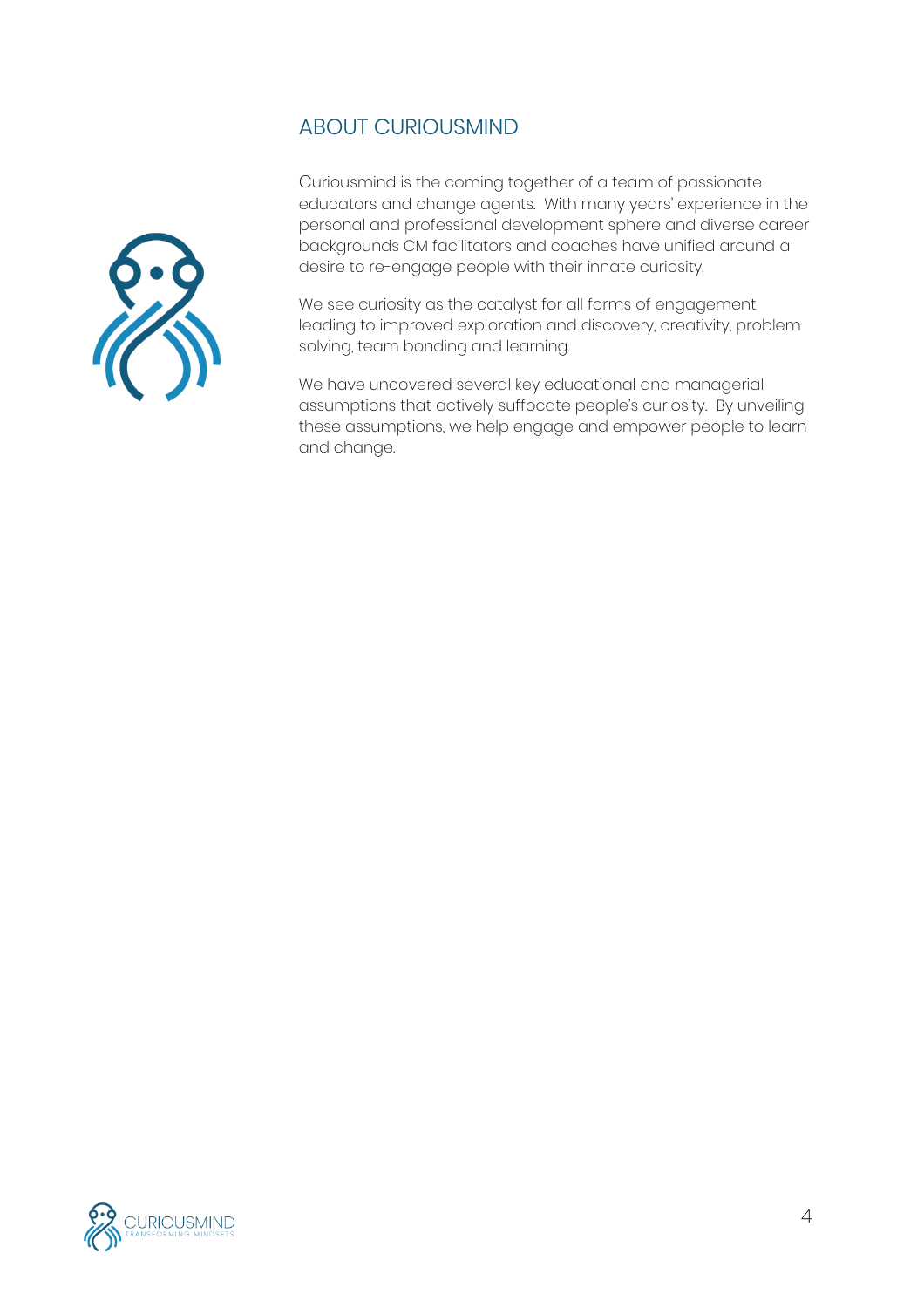## ABOUT CURIOUSMIND

Curiousmind is the coming together of a team of passionate educators and change agents. With many years' experience in the personal and professional development sphere and diverse career backgrounds CM facilitators and coaches have unified around a desire to re-engage people with their innate curiosity.

We see curiosity as the catalyst for all forms of engagement leading to improved exploration and discovery, creativity, problem solving, team bonding and learning.

We have uncovered several key educational and managerial assumptions that actively suffocate people's curiosity. By unveiling these assumptions, we help engage and empower people to learn and change.